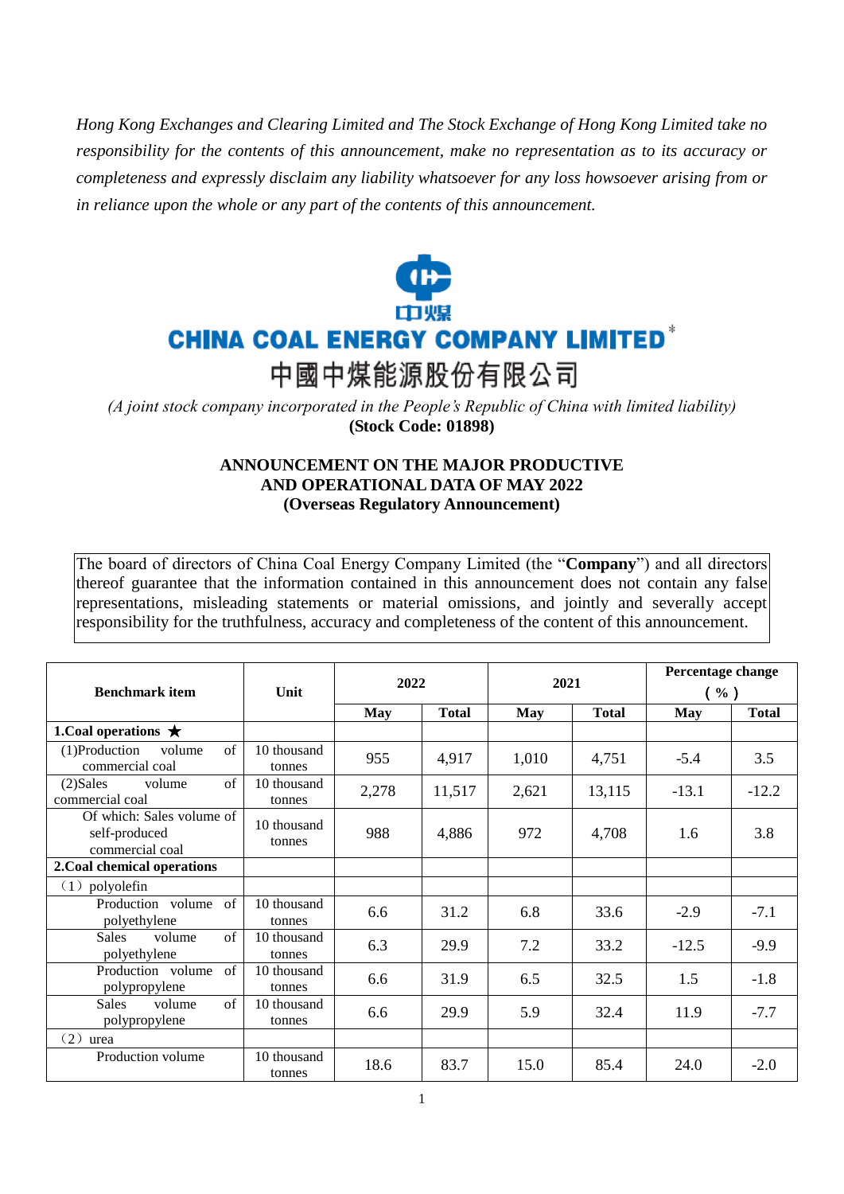*Hong Kong Exchanges and Clearing Limited and The Stock Exchange of Hong Kong Limited take no responsibility for the contents of this announcement, make no representation as to its accuracy or completeness and expressly disclaim any liability whatsoever for any loss howsoever arising from or in reliance upon the whole or any part of the contents of this announcement.*

中煤

**CHINA COAL ENERGY COMPANY LIMITED***

中國中煤能源股份有限公司

*(A joint stock company incorporated in the People's Republic of China with limited liability)*

**(Stock Code: 01898)**

**ANNOUNCEMENT ON THE MAJOR PRODUCTIVE AND OPERATIONAL DATA OF MAY 2022**
**(Overseas Regulatory Announcement)**

The board of directors of China Coal Energy Company Limited (the "**Company**") and all directors thereof guarantee that the information contained in this announcement does not contain any false representations, misleading statements or material omissions, and jointly and severally accept responsibility for the truthfulness, accuracy and completeness of the content of this announcement.

| Benchmark item | Unit | 2022 | | 2021 | | Percentage change (%) | |
|---|---|---|---|---|---|---|---|
| | | May | Total | May | Total | May | Total |
| **1.Coal operations ★** | | | | | | | |
| (1)Production volume of commercial coal | 10 thousand tonnes | 955 | 4,917 | 1,010 | 4,751 | -5.4 | 3.5 |
| (2)Sales volume of commercial coal | 10 thousand tonnes | 2,278 | 11,517 | 2,621 | 13,115 | -13.1 | -12.2 |
| Of which: Sales volume of self-produced commercial coal | 10 thousand tonnes | 988 | 4,886 | 972 | 4,708 | 1.6 | 3.8 |
| **2.Coal chemical operations** | | | | | | | |
| （1）polyolefin | | | | | | | |
| Production volume of polyethylene | 10 thousand tonnes | 6.6 | 31.2 | 6.8 | 33.6 | -2.9 | -7.1 |
| Sales volume of polyethylene | 10 thousand tonnes | 6.3 | 29.9 | 7.2 | 33.2 | -12.5 | -9.9 |
| Production volume of polypropylene | 10 thousand tonnes | 6.6 | 31.9 | 6.5 | 32.5 | 1.5 | -1.8 |
| Sales volume of polypropylene | 10 thousand tonnes | 6.6 | 29.9 | 5.9 | 32.4 | 11.9 | -7.7 |
| （2）urea | | | | | | | |
| Production volume | 10 thousand tonnes | 18.6 | 83.7 | 15.0 | 85.4 | 24.0 | -2.0 |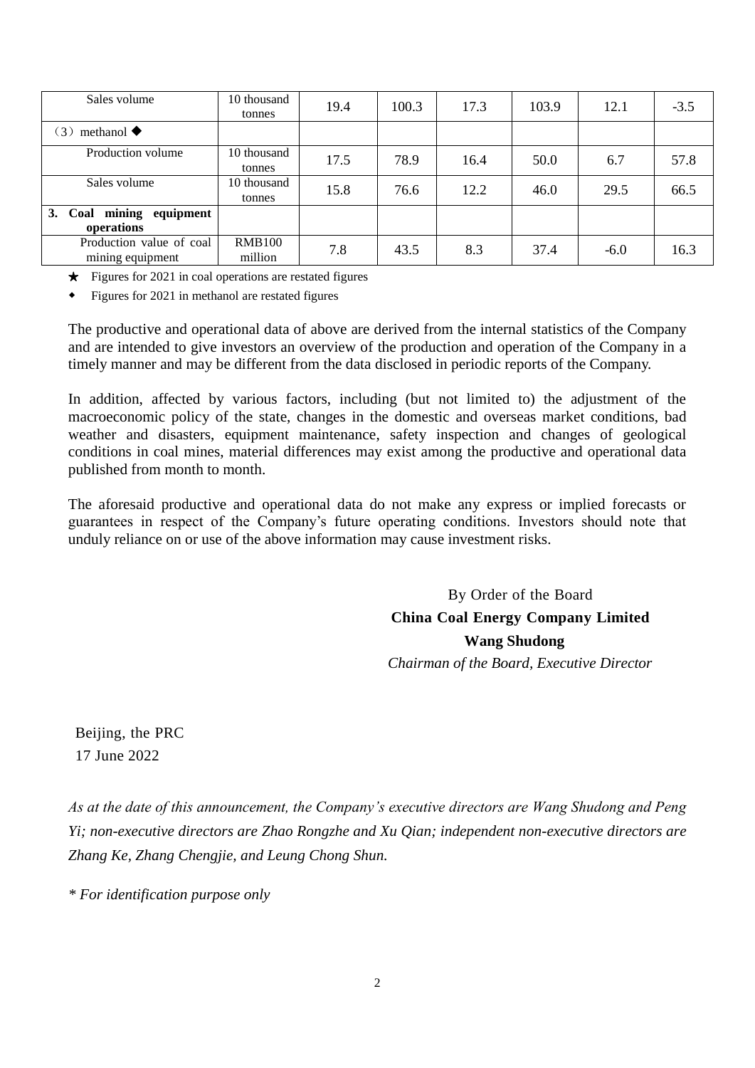| | | | | | | | |
|---|---|---|---|---|---|---|---|
| Sales volume | 10 thousand tonnes | 19.4 | 100.3 | 17.3 | 103.9 | 12.1 | -3.5 |
| (3) methanol ◆ | | | | | | | |
| Production volume | 10 thousand tonnes | 17.5 | 78.9 | 16.4 | 50.0 | 6.7 | 57.8 |
| Sales volume | 10 thousand tonnes | 15.8 | 76.6 | 12.2 | 46.0 | 29.5 | 66.5 |
| **3. Coal mining equipment operations** | | | | | | | |
| Production value of coal mining equipment | RMB100 million | 7.8 | 43.5 | 8.3 | 37.4 | -6.0 | 16.3 |

★ Figures for 2021 in coal operations are restated figures

◆ Figures for 2021 in methanol are restated figures

The productive and operational data of above are derived from the internal statistics of the Company and are intended to give investors an overview of the production and operation of the Company in a timely manner and may be different from the data disclosed in periodic reports of the Company.

In addition, affected by various factors, including (but not limited to) the adjustment of the macroeconomic policy of the state, changes in the domestic and overseas market conditions, bad weather and disasters, equipment maintenance, safety inspection and changes of geological conditions in coal mines, material differences may exist among the productive and operational data published from month to month.

The aforesaid productive and operational data do not make any express or implied forecasts or guarantees in respect of the Company's future operating conditions. Investors should note that unduly reliance on or use of the above information may cause investment risks.

By Order of the Board
**China Coal Energy Company Limited**
**Wang Shudong**
*Chairman of the Board, Executive Director*

Beijing, the PRC
17 June 2022

*As at the date of this announcement, the Company's executive directors are Wang Shudong and Peng Yi; non-executive directors are Zhao Rongzhe and Xu Qian; independent non-executive directors are Zhang Ke, Zhang Chengjie, and Leung Chong Shun.*

*\* For identification purpose only*